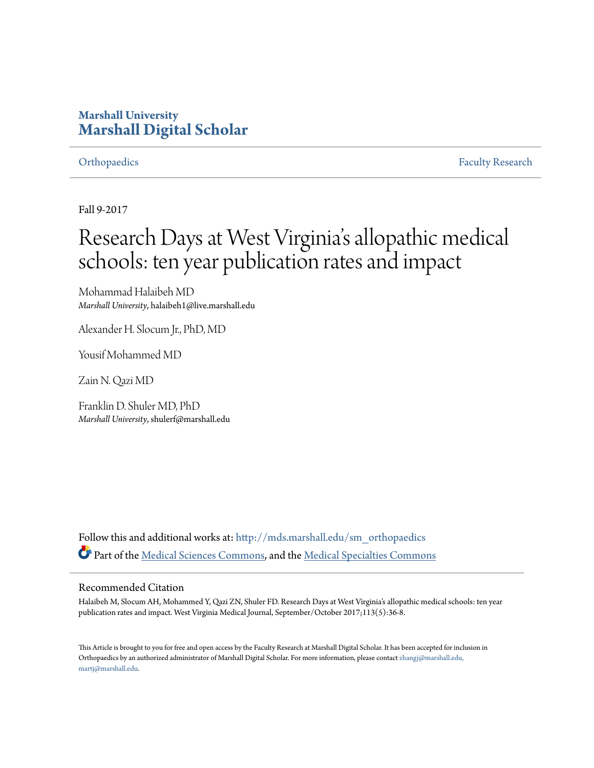Marshall University
# Marshall Digital Scholar

Orthopaedics | Faculty Research

Fall 9-2017

# Research Days at West Virginia's allopathic medical schools: ten year publication rates and impact

Mohammad Halaibeh MD
*Marshall University*, halaibeh1@live.marshall.edu

Alexander H. Slocum Jr., PhD, MD

Yousif Mohammed MD

Zain N. Qazi MD

Franklin D. Shuler MD, PhD
*Marshall University*, shulerf@marshall.edu

Follow this and additional works at: http://mds.marshall.edu/sm_orthopaedics

Part of the Medical Sciences Commons, and the Medical Specialties Commons

## Recommended Citation

Halaibeh M, Slocum AH, Mohammed Y, Qazi ZN, Shuler FD. Research Days at West Virginia's allopathic medical schools: ten year publication rates and impact. West Virginia Medical Journal, September/October 2017;113(5):36-8.

This Article is brought to you for free and open access by the Faculty Research at Marshall Digital Scholar. It has been accepted for inclusion in Orthopaedics by an authorized administrator of Marshall Digital Scholar. For more information, please contact zhangj@marshall.edu, martj@marshall.edu.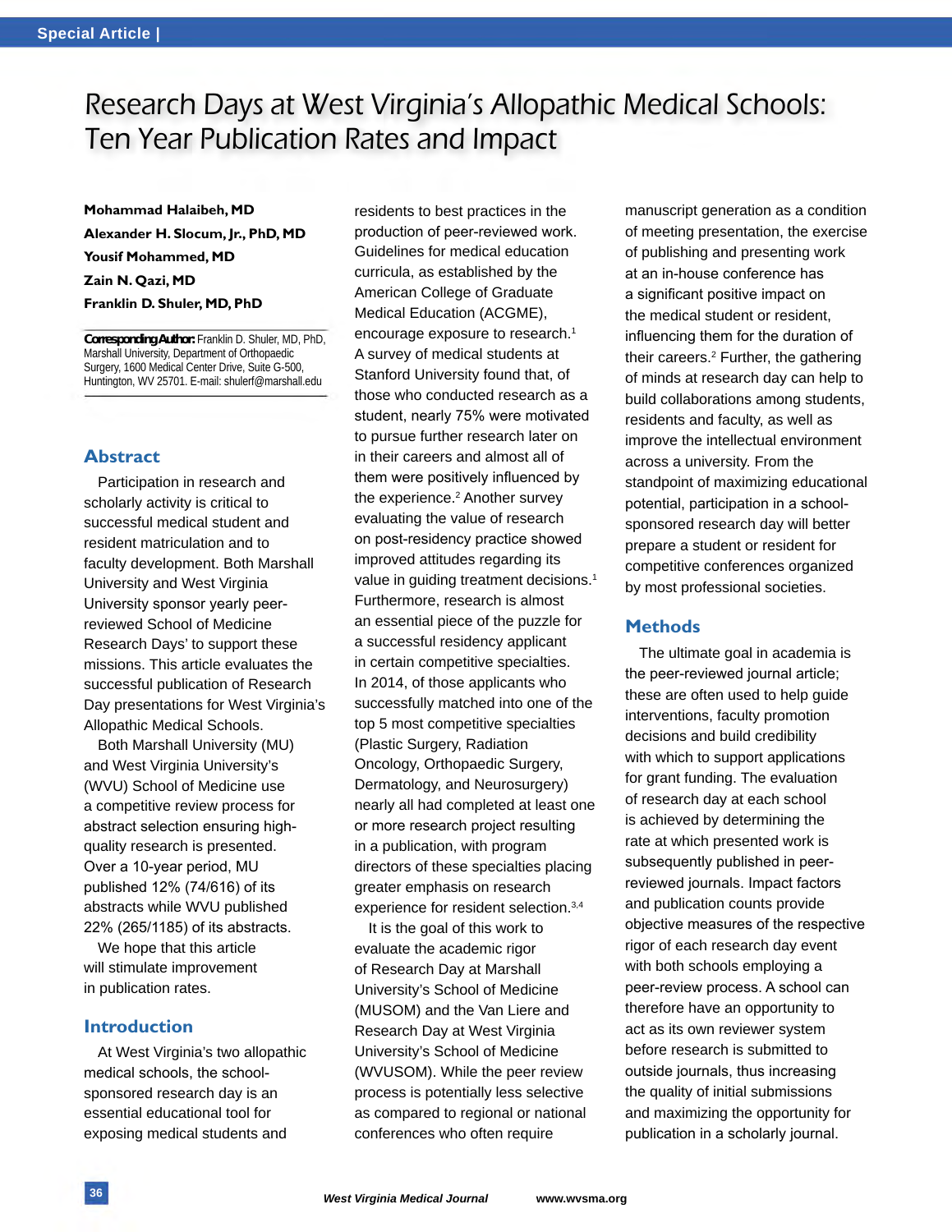# Research Days at West Virginia's Allopathic Medical Schools: Ten Year Publication Rates and Impact

**Mohammad Halaibeh, MD**
**Alexander H. Slocum, Jr., PhD, MD**
**Yousif Mohammed, MD**
**Zain N. Qazi, MD**
**Franklin D. Shuler, MD, PhD**

**Corresponding Author:** Franklin D. Shuler, MD, PhD, Marshall University, Department of Orthopaedic Surgery, 1600 Medical Center Drive, Suite G-500, Huntington, WV 25701. E-mail: shulerf@marshall.edu

## Abstract

Participation in research and scholarly activity is critical to successful medical student and resident matriculation and to faculty development. Both Marshall University and West Virginia University sponsor yearly peer-reviewed School of Medicine Research Days' to support these missions. This article evaluates the successful publication of Research Day presentations for West Virginia's Allopathic Medical Schools.

Both Marshall University (MU) and West Virginia University's (WVU) School of Medicine use a competitive review process for abstract selection ensuring high-quality research is presented. Over a 10-year period, MU published 12% (74/616) of its abstracts while WVU published 22% (265/1185) of its abstracts.

We hope that this article will stimulate improvement in publication rates.

## Introduction

At West Virginia's two allopathic medical schools, the school-sponsored research day is an essential educational tool for exposing medical students and residents to best practices in the production of peer-reviewed work. Guidelines for medical education curricula, as established by the American College of Graduate Medical Education (ACGME), encourage exposure to research.[1] A survey of medical students at Stanford University found that, of those who conducted research as a student, nearly 75% were motivated to pursue further research later on in their careers and almost all of them were positively influenced by the experience.[2] Another survey evaluating the value of research on post-residency practice showed improved attitudes regarding its value in guiding treatment decisions.[1] Furthermore, research is almost an essential piece of the puzzle for a successful residency applicant in certain competitive specialties. In 2014, of those applicants who successfully matched into one of the top 5 most competitive specialties (Plastic Surgery, Radiation Oncology, Orthopaedic Surgery, Dermatology, and Neurosurgery) nearly all had completed at least one or more research project resulting in a publication, with program directors of these specialties placing greater emphasis on research experience for resident selection.[3,4]

It is the goal of this work to evaluate the academic rigor of Research Day at Marshall University's School of Medicine (MUSOM) and the Van Liere and Research Day at West Virginia University's School of Medicine (WVUSOM). While the peer review process is potentially less selective as compared to regional or national conferences who often require manuscript generation as a condition of meeting presentation, the exercise of publishing and presenting work at an in-house conference has a significant positive impact on the medical student or resident, influencing them for the duration of their careers.[2] Further, the gathering of minds at research day can help to build collaborations among students, residents and faculty, as well as improve the intellectual environment across a university. From the standpoint of maximizing educational potential, participation in a school-sponsored research day will better prepare a student or resident for competitive conferences organized by most professional societies.

## Methods

The ultimate goal in academia is the peer-reviewed journal article; these are often used to help guide interventions, faculty promotion decisions and build credibility with which to support applications for grant funding. The evaluation of research day at each school is achieved by determining the rate at which presented work is subsequently published in peer-reviewed journals. Impact factors and publication counts provide objective measures of the respective rigor of each research day event with both schools employing a peer-review process. A school can therefore have an opportunity to act as its own reviewer system before research is submitted to outside journals, thus increasing the quality of initial submissions and maximizing the opportunity for publication in a scholarly journal.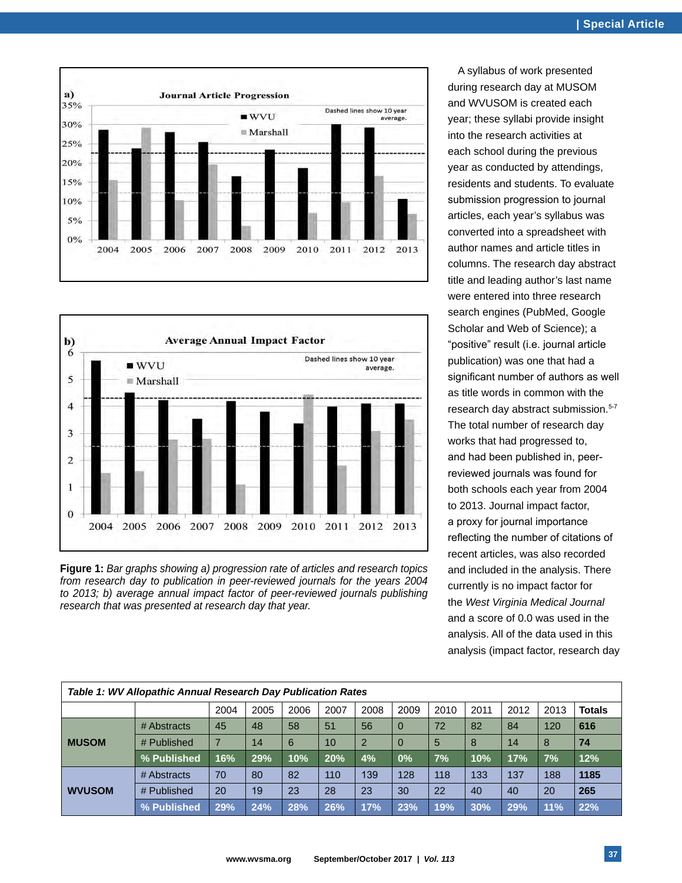Figure 1: *Bar graphs showing a) progression rate of articles and research topics from research day to publication in peer-reviewed journals for the years 2004 to 2013; b) average annual impact factor of peer-reviewed journals publishing research that was presented at research day that year.*

A syllabus of work presented during research day at MUSOM and WVUSOM is created each year; these syllabi provide insight into the research activities at each school during the previous year as conducted by attendings, residents and students. To evaluate submission progression to journal articles, each year's syllabus was converted into a spreadsheet with author names and article titles in columns. The research day abstract title and leading author's last name were entered into three research search engines (PubMed, Google Scholar and Web of Science); a "positive" result (i.e. journal article publication) was one that had a significant number of authors as well as title words in common with the research day abstract submission.[5-7] The total number of research day works that had progressed to, and had been published in, peer-reviewed journals was found for both schools each year from 2004 to 2013. Journal impact factor, a proxy for journal importance reflecting the number of citations of recent articles, was also recorded and included in the analysis. There currently is no impact factor for the *West Virginia Medical Journal* and a score of 0.0 was used in the analysis. All of the data used in this analysis (impact factor, research day

***Table 1: WV Allopathic Annual Research Day Publication Rates***

| | | 2004 | 2005 | 2006 | 2007 | 2008 | 2009 | 2010 | 2011 | 2012 | 2013 | **Totals** |
|---|---|---|---|---|---|---|---|---|---|---|---|---|
| **MUSOM** | # Abstracts | 45 | 48 | 58 | 51 | 56 | 0 | 72 | 82 | 84 | 120 | **616** |
| | # Published | 7 | 14 | 6 | 10 | 2 | 0 | 5 | 8 | 14 | 8 | **74** |
| | **% Published** | **16%** | **29%** | **10%** | **20%** | **4%** | **0%** | **7%** | **10%** | **17%** | **7%** | **12%** |
| **WVUSOM** | # Abstracts | 70 | 80 | 82 | 110 | 139 | 128 | 118 | 133 | 137 | 188 | **1185** |
| | # Published | 20 | 19 | 23 | 28 | 23 | 30 | 22 | 40 | 40 | 20 | **265** |
| | **% Published** | **29%** | **24%** | **28%** | **26%** | **17%** | **23%** | **19%** | **30%** | **29%** | **11%** | **22%** |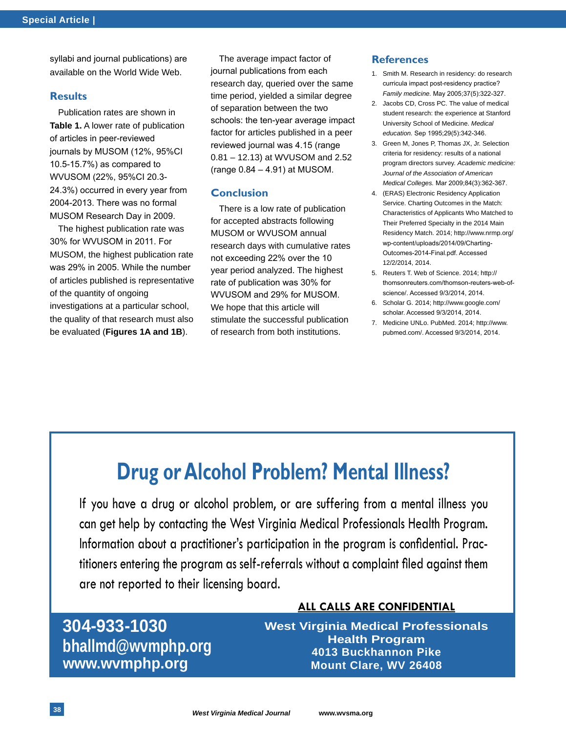syllabi and journal publications) are available on the World Wide Web.

## Results

Publication rates are shown in **Table 1.** A lower rate of publication of articles in peer-reviewed journals by MUSOM (12%, 95%CI 10.5-15.7%) as compared to WVUSOM (22%, 95%CI 20.3-24.3%) occurred in every year from 2004-2013. There was no formal MUSOM Research Day in 2009.

The highest publication rate was 30% for WVUSOM in 2011. For MUSOM, the highest publication rate was 29% in 2005. While the number of articles published is representative of the quantity of ongoing investigations at a particular school, the quality of that research must also be evaluated (**Figures 1A and 1B**).

The average impact factor of journal publications from each research day, queried over the same time period, yielded a similar degree of separation between the two schools: the ten-year average impact factor for articles published in a peer reviewed journal was 4.15 (range 0.81 – 12.13) at WVUSOM and 2.52 (range 0.84 – 4.91) at MUSOM.

## Conclusion

There is a low rate of publication for accepted abstracts following MUSOM or WVUSOM annual research days with cumulative rates not exceeding 22% over the 10 year period analyzed. The highest rate of publication was 30% for WVUSOM and 29% for MUSOM. We hope that this article will stimulate the successful publication of research from both institutions.

## References

1. Smith M. Research in residency: do research curricula impact post-residency practice? *Family medicine.* May 2005;37(5):322-327.
2. Jacobs CD, Cross PC. The value of medical student research: the experience at Stanford University School of Medicine. *Medical education.* Sep 1995;29(5):342-346.
3. Green M, Jones P, Thomas JX, Jr. Selection criteria for residency: results of a national program directors survey. *Academic medicine: Journal of the Association of American Medical Colleges.* Mar 2009;84(3):362-367.
4. (ERAS) Electronic Residency Application Service. Charting Outcomes in the Match: Characteristics of Applicants Who Matched to Their Preferred Specialty in the 2014 Main Residency Match. 2014; http://www.nrmp.org/wp-content/uploads/2014/09/Charting-Outcomes-2014-Final.pdf. Accessed 12/2/2014, 2014.
5. Reuters T. Web of Science. 2014; http://thomsonreuters.com/thomson-reuters-web-of-science/. Accessed 9/3/2014, 2014.
6. Scholar G. 2014; http://www.google.com/scholar. Accessed 9/3/2014, 2014.
7. Medicine UNLo. PubMed. 2014; http://www.pubmed.com/. Accessed 9/3/2014, 2014.

---

# Drug or Alcohol Problem? Mental Illness?

If you have a drug or alcohol problem, or are suffering from a mental illness you can get help by contacting the West Virginia Medical Professionals Health Program. Information about a practitioner's participation in the program is confidential. Practitioners entering the program as self-referrals without a complaint filed against them are not reported to their licensing board.

**ALL CALLS ARE CONFIDENTIAL**

**304-933-1030**
**bhallmd@wvmphp.org**
**www.wvmphp.org**

**West Virginia Medical Professionals Health Program**
**4013 Buckhannon Pike**
**Mount Clare, WV 26408**